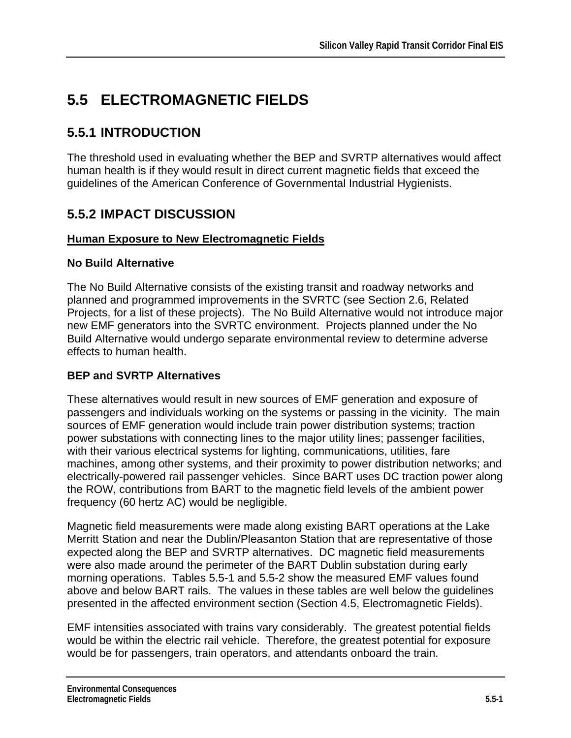# 5.5 ELECTROMAGNETIC FIELDS

## 5.5.1 INTRODUCTION

The threshold used in evaluating whether the BEP and SVRTP alternatives would affect human health is if they would result in direct current magnetic fields that exceed the guidelines of the American Conference of Governmental Industrial Hygienists.

## 5.5.2 IMPACT DISCUSSION

**Human Exposure to New Electromagnetic Fields**

### No Build Alternative

The No Build Alternative consists of the existing transit and roadway networks and planned and programmed improvements in the SVRTC (see Section 2.6, Related Projects, for a list of these projects). The No Build Alternative would not introduce major new EMF generators into the SVRTC environment. Projects planned under the No Build Alternative would undergo separate environmental review to determine adverse effects to human health.

### BEP and SVRTP Alternatives

These alternatives would result in new sources of EMF generation and exposure of passengers and individuals working on the systems or passing in the vicinity. The main sources of EMF generation would include train power distribution systems; traction power substations with connecting lines to the major utility lines; passenger facilities, with their various electrical systems for lighting, communications, utilities, fare machines, among other systems, and their proximity to power distribution networks; and electrically-powered rail passenger vehicles. Since BART uses DC traction power along the ROW, contributions from BART to the magnetic field levels of the ambient power frequency (60 hertz AC) would be negligible.

Magnetic field measurements were made along existing BART operations at the Lake Merritt Station and near the Dublin/Pleasanton Station that are representative of those expected along the BEP and SVRTP alternatives. DC magnetic field measurements were also made around the perimeter of the BART Dublin substation during early morning operations. Tables 5.5-1 and 5.5-2 show the measured EMF values found above and below BART rails. The values in these tables are well below the guidelines presented in the affected environment section (Section 4.5, Electromagnetic Fields).

EMF intensities associated with trains vary considerably. The greatest potential fields would be within the electric rail vehicle. Therefore, the greatest potential for exposure would be for passengers, train operators, and attendants onboard the train.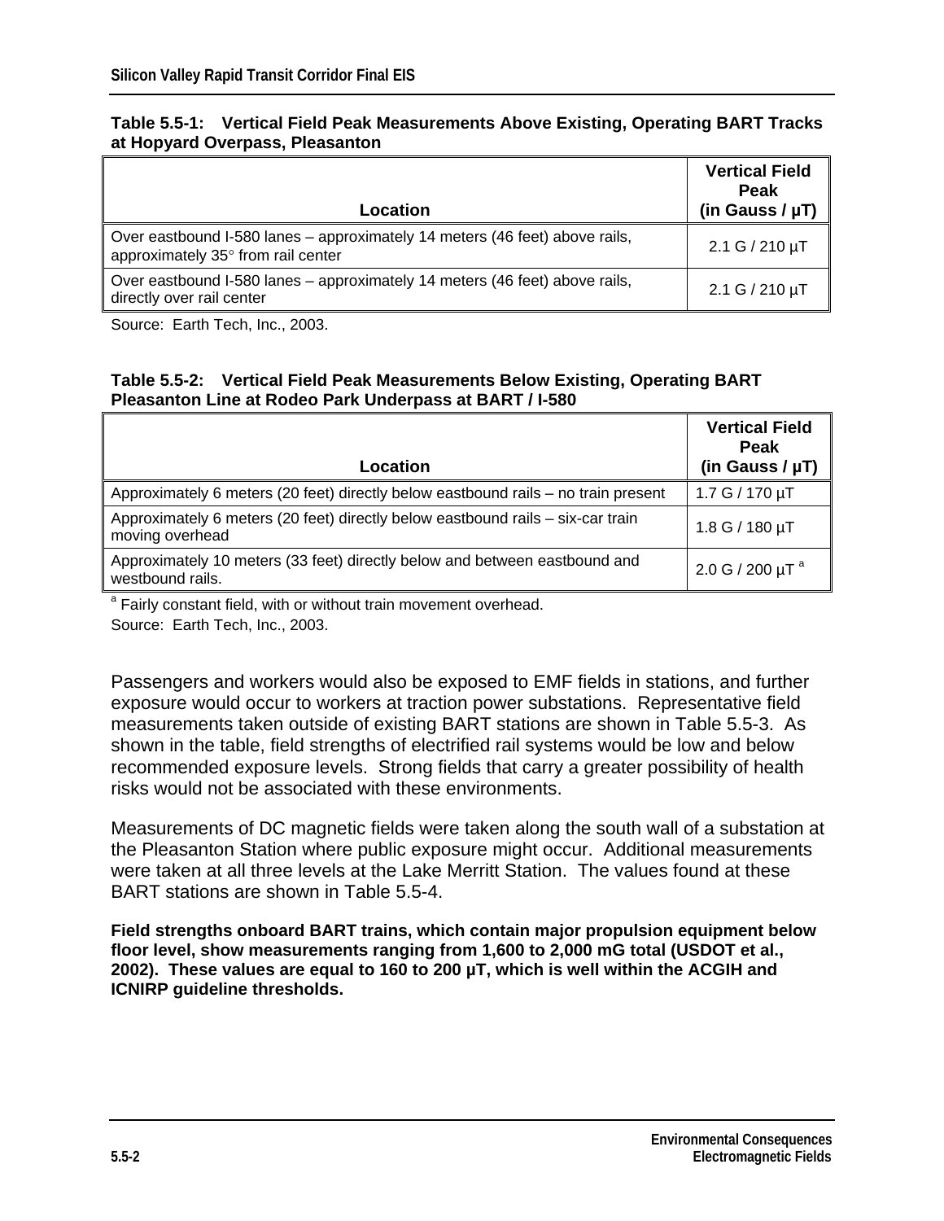**Table 5.5-1: Vertical Field Peak Measurements Above Existing, Operating BART Tracks at Hopyard Overpass, Pleasanton**

| Location | Vertical Field Peak (in Gauss / µT) |
|---|---|
| Over eastbound I-580 lanes – approximately 14 meters (46 feet) above rails, approximately 35° from rail center | 2.1 G / 210 µT |
| Over eastbound I-580 lanes – approximately 14 meters (46 feet) above rails, directly over rail center | 2.1 G / 210 µT |

Source: Earth Tech, Inc., 2003.

**Table 5.5-2: Vertical Field Peak Measurements Below Existing, Operating BART Pleasanton Line at Rodeo Park Underpass at BART / I-580**

| Location | Vertical Field Peak (in Gauss / µT) |
|---|---|
| Approximately 6 meters (20 feet) directly below eastbound rails – no train present | 1.7 G / 170 µT |
| Approximately 6 meters (20 feet) directly below eastbound rails – six-car train moving overhead | 1.8 G / 180 µT |
| Approximately 10 meters (33 feet) directly below and between eastbound and westbound rails. | 2.0 G / 200 µT [a] |

[a] Fairly constant field, with or without train movement overhead.

Source: Earth Tech, Inc., 2003.

Passengers and workers would also be exposed to EMF fields in stations, and further exposure would occur to workers at traction power substations. Representative field measurements taken outside of existing BART stations are shown in Table 5.5-3. As shown in the table, field strengths of electrified rail systems would be low and below recommended exposure levels. Strong fields that carry a greater possibility of health risks would not be associated with these environments.

Measurements of DC magnetic fields were taken along the south wall of a substation at the Pleasanton Station where public exposure might occur. Additional measurements were taken at all three levels at the Lake Merritt Station. The values found at these BART stations are shown in Table 5.5-4.

**Field strengths onboard BART trains, which contain major propulsion equipment below floor level, show measurements ranging from 1,600 to 2,000 mG total (USDOT et al., 2002). These values are equal to 160 to 200 µT, which is well within the ACGIH and ICNIRP guideline thresholds.**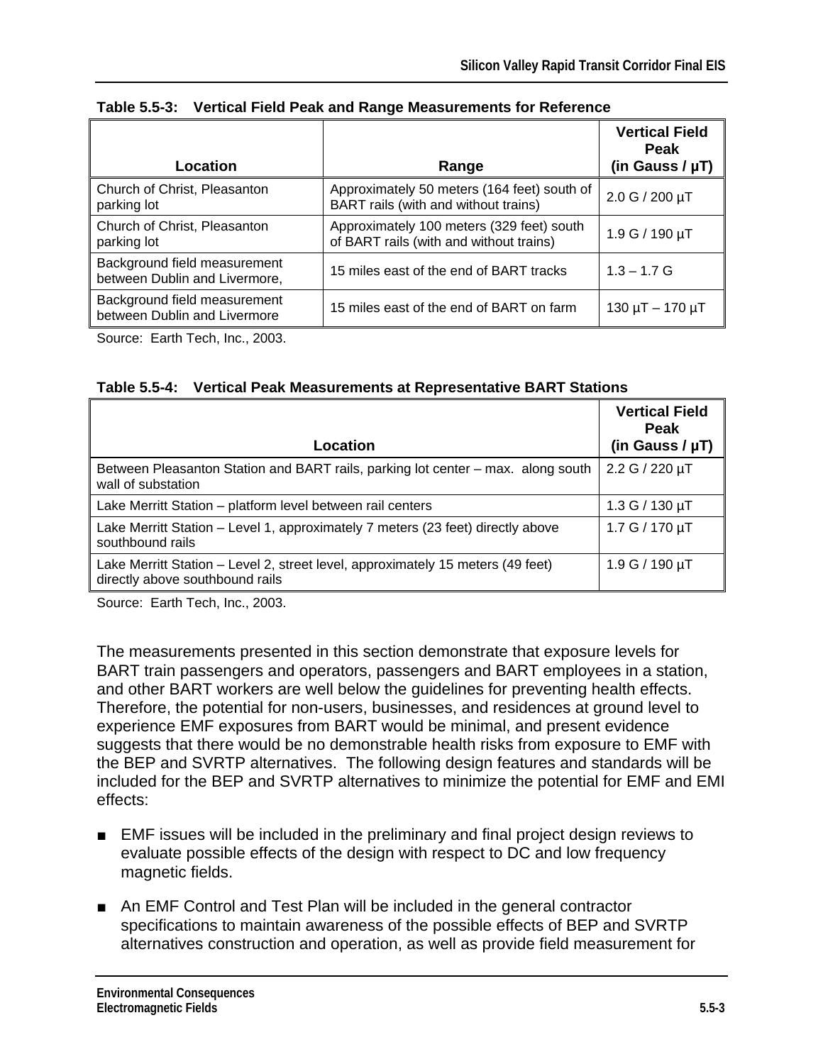**Table 5.5-3: Vertical Field Peak and Range Measurements for Reference**

| Location | Range | Vertical Field Peak (in Gauss / µT) |
|---|---|---|
| Church of Christ, Pleasanton parking lot | Approximately 50 meters (164 feet) south of BART rails (with and without trains) | 2.0 G / 200 µT |
| Church of Christ, Pleasanton parking lot | Approximately 100 meters (329 feet) south of BART rails (with and without trains) | 1.9 G / 190 µT |
| Background field measurement between Dublin and Livermore, | 15 miles east of the end of BART tracks | 1.3 – 1.7 G |
| Background field measurement between Dublin and Livermore | 15 miles east of the end of BART on farm | 130 µT – 170 µT |

Source: Earth Tech, Inc., 2003.

**Table 5.5-4: Vertical Peak Measurements at Representative BART Stations**

| Location | Vertical Field Peak (in Gauss / µT) |
|---|---|
| Between Pleasanton Station and BART rails, parking lot center – max. along south wall of substation | 2.2 G / 220 µT |
| Lake Merritt Station – platform level between rail centers | 1.3 G / 130 µT |
| Lake Merritt Station – Level 1, approximately 7 meters (23 feet) directly above southbound rails | 1.7 G / 170 µT |
| Lake Merritt Station – Level 2, street level, approximately 15 meters (49 feet) directly above southbound rails | 1.9 G / 190 µT |

Source: Earth Tech, Inc., 2003.

The measurements presented in this section demonstrate that exposure levels for BART train passengers and operators, passengers and BART employees in a station, and other BART workers are well below the guidelines for preventing health effects. Therefore, the potential for non-users, businesses, and residences at ground level to experience EMF exposures from BART would be minimal, and present evidence suggests that there would be no demonstrable health risks from exposure to EMF with the BEP and SVRTP alternatives. The following design features and standards will be included for the BEP and SVRTP alternatives to minimize the potential for EMF and EMI effects:

- EMF issues will be included in the preliminary and final project design reviews to evaluate possible effects of the design with respect to DC and low frequency magnetic fields.

- An EMF Control and Test Plan will be included in the general contractor specifications to maintain awareness of the possible effects of BEP and SVRTP alternatives construction and operation, as well as provide field measurement for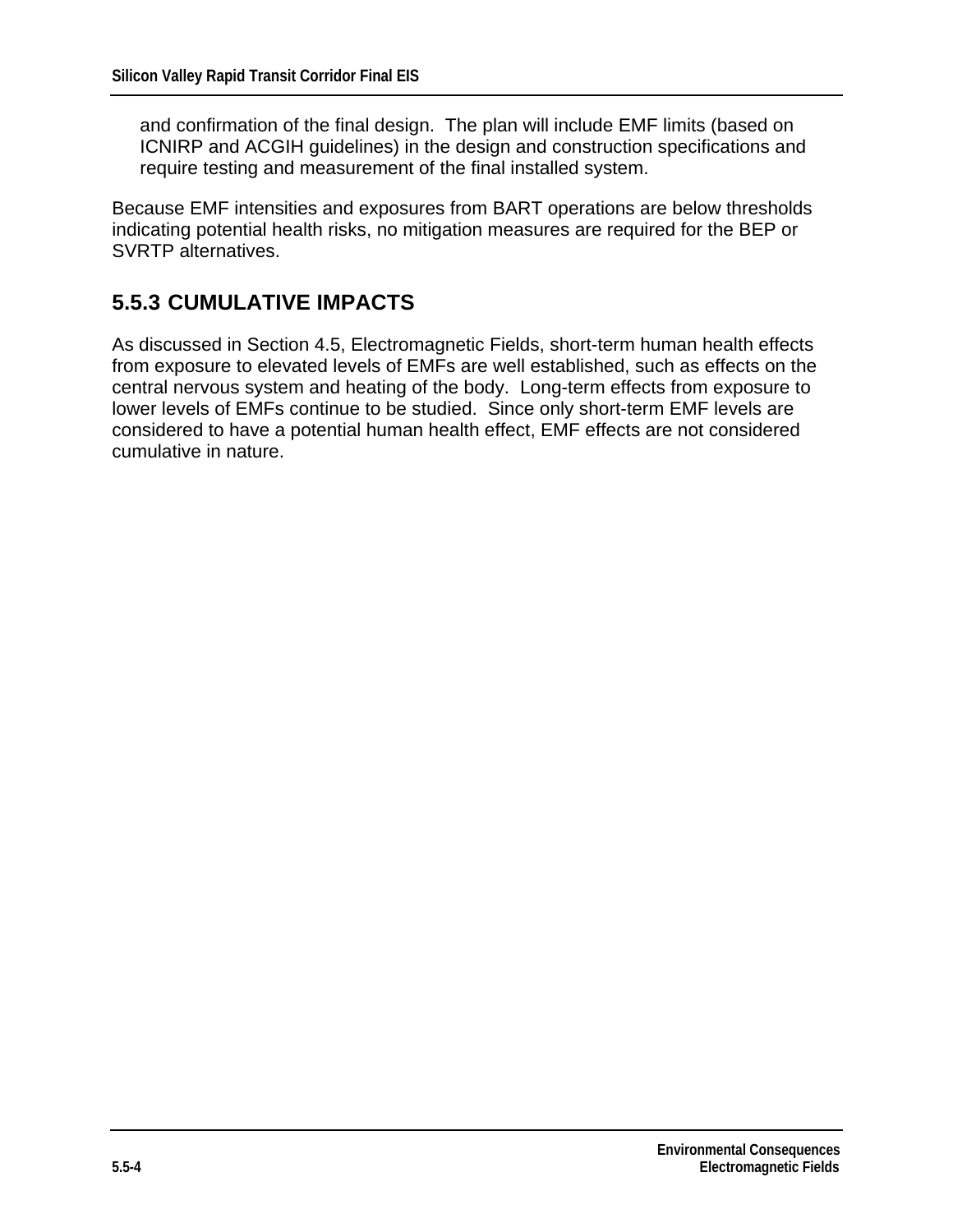and confirmation of the final design. The plan will include EMF limits (based on ICNIRP and ACGIH guidelines) in the design and construction specifications and require testing and measurement of the final installed system.

Because EMF intensities and exposures from BART operations are below thresholds indicating potential health risks, no mitigation measures are required for the BEP or SVRTP alternatives.

## 5.5.3 CUMULATIVE IMPACTS

As discussed in Section 4.5, Electromagnetic Fields, short-term human health effects from exposure to elevated levels of EMFs are well established, such as effects on the central nervous system and heating of the body. Long-term effects from exposure to lower levels of EMFs continue to be studied. Since only short-term EMF levels are considered to have a potential human health effect, EMF effects are not considered cumulative in nature.